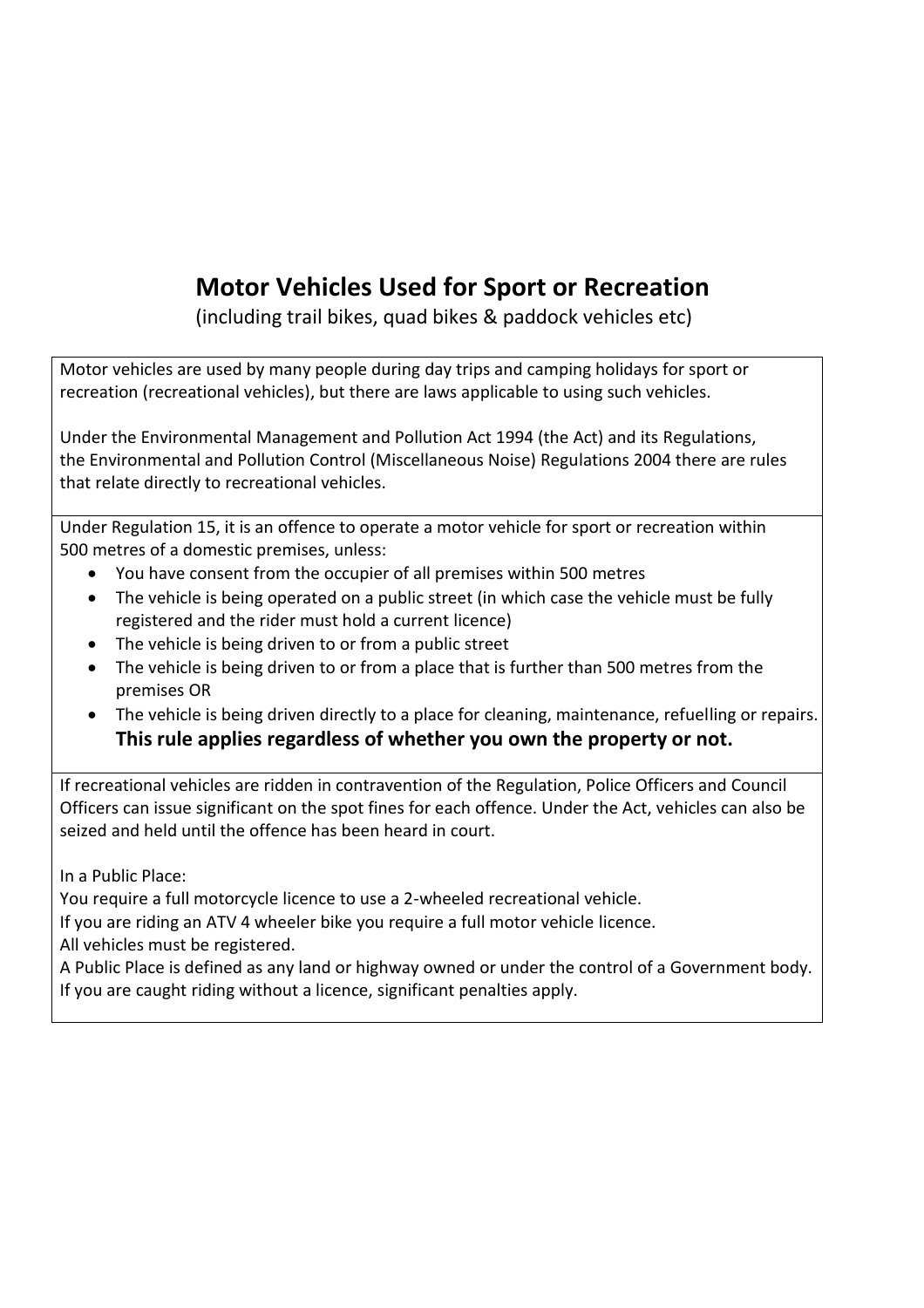# Motor Vehicles Used for Sport or Recreation

(including trail bikes, quad bikes & paddock vehicles etc)

Motor vehicles are used by many people during day trips and camping holidays for sport or recreation (recreational vehicles), but there are laws applicable to using such vehicles.

Under the Environmental Management and Pollution Act 1994 (the Act) and its Regulations, the Environmental and Pollution Control (Miscellaneous Noise) Regulations 2004 there are rules that relate directly to recreational vehicles.

Under Regulation 15, it is an offence to operate a motor vehicle for sport or recreation within 500 metres of a domestic premises, unless:

- You have consent from the occupier of all premises within 500 metres
- The vehicle is being operated on a public street (in which case the vehicle must be fully registered and the rider must hold a current licence)
- The vehicle is being driven to or from a public street
- The vehicle is being driven to or from a place that is further than 500 metres from the premises OR
- The vehicle is being driven directly to a place for cleaning, maintenance, refuelling or repairs.

**This rule applies regardless of whether you own the property or not.**

If recreational vehicles are ridden in contravention of the Regulation, Police Officers and Council Officers can issue significant on the spot fines for each offence. Under the Act, vehicles can also be seized and held until the offence has been heard in court.

In a Public Place:
You require a full motorcycle licence to use a 2-wheeled recreational vehicle.
If you are riding an ATV 4 wheeler bike you require a full motor vehicle licence.
All vehicles must be registered.
A Public Place is defined as any land or highway owned or under the control of a Government body.
If you are caught riding without a licence, significant penalties apply.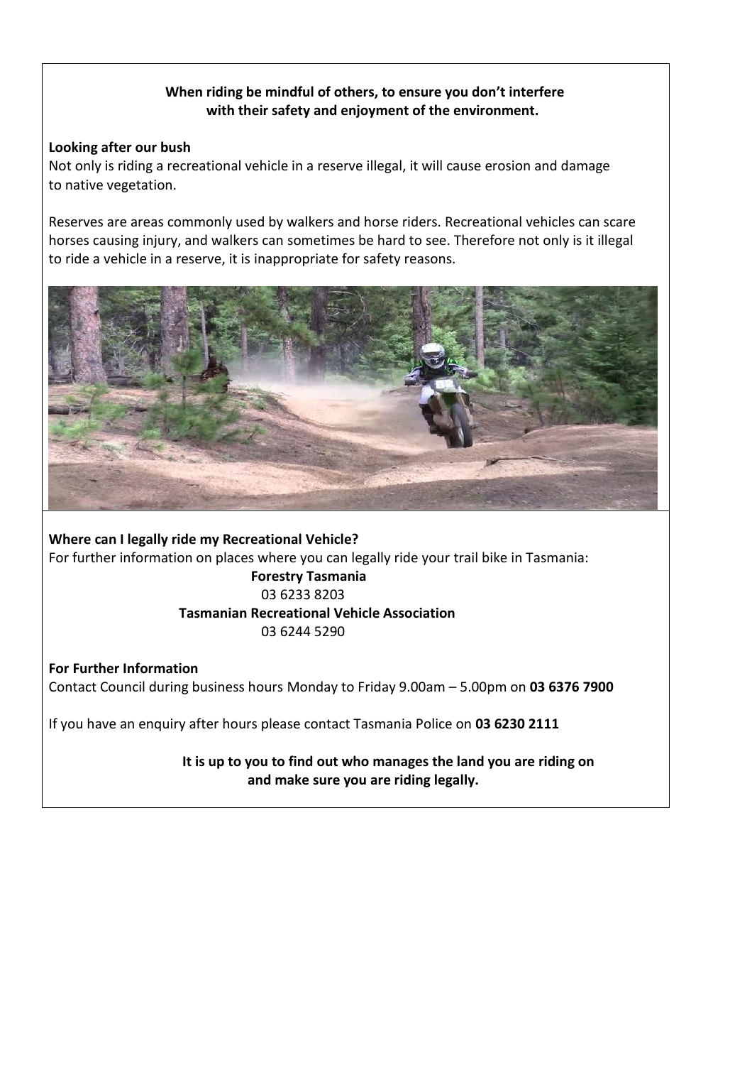**When riding be mindful of others, to ensure you don't interfere with their safety and enjoyment of the environment.**

**Looking after our bush**

Not only is riding a recreational vehicle in a reserve illegal, it will cause erosion and damage to native vegetation.

Reserves are areas commonly used by walkers and horse riders. Recreational vehicles can scare horses causing injury, and walkers can sometimes be hard to see. Therefore not only is it illegal to ride a vehicle in a reserve, it is inappropriate for safety reasons.

**Where can I legally ride my Recreational Vehicle?**

For further information on places where you can legally ride your trail bike in Tasmania:

**Forestry Tasmania**
03 6233 8203

**Tasmanian Recreational Vehicle Association**
03 6244 5290

**For Further Information**

Contact Council during business hours Monday to Friday 9.00am – 5.00pm on **03 6376 7900**

If you have an enquiry after hours please contact Tasmania Police on **03 6230 2111**

**It is up to you to find out who manages the land you are riding on and make sure you are riding legally.**